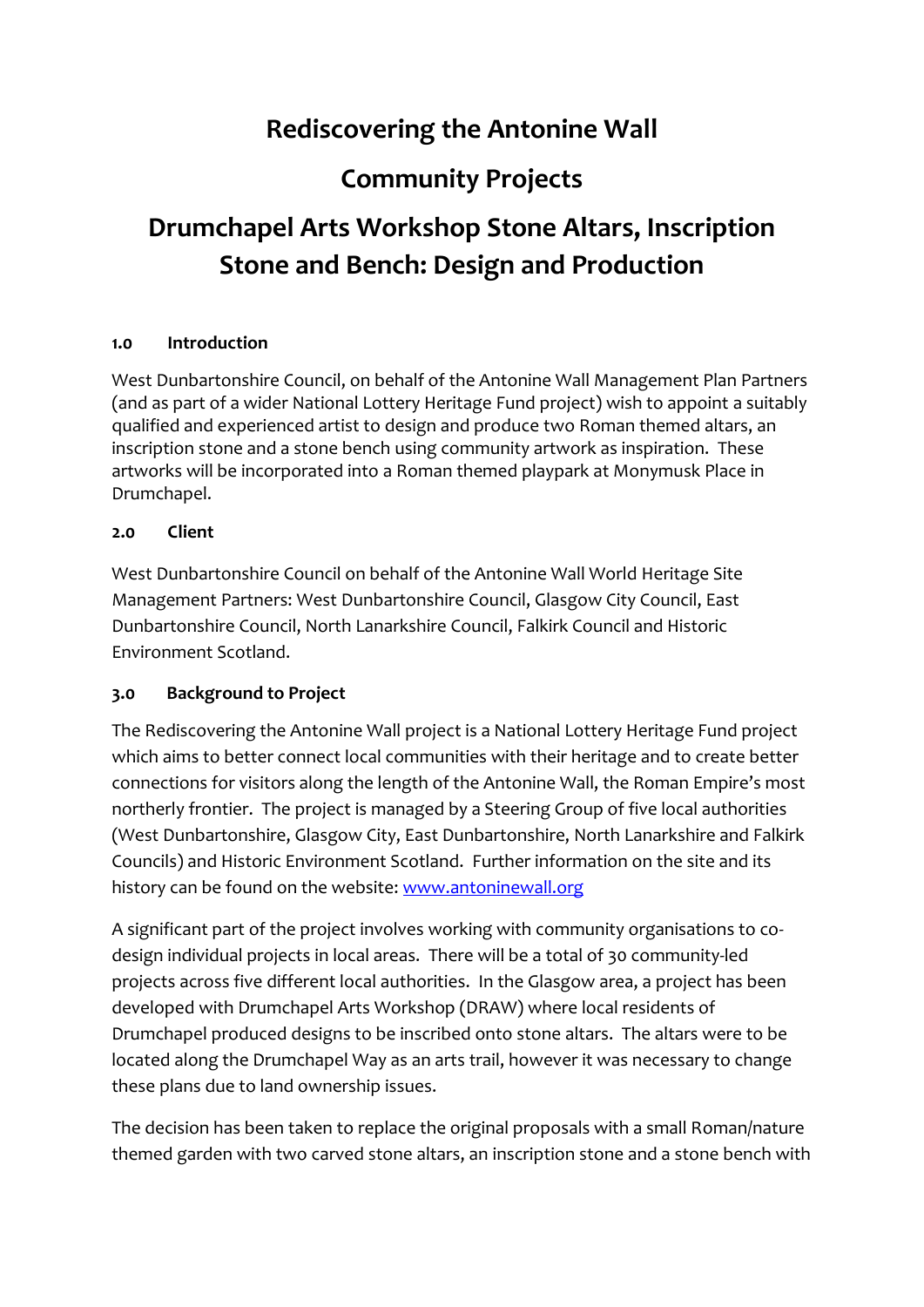# Rediscovering the Antonine Wall

## Community Projects

## Drumchapel Arts Workshop Stone Altars, Inscription Stone and Bench: Design and Production

### 1.0 Introduction

West Dunbartonshire Council, on behalf of the Antonine Wall Management Plan Partners (and as part of a wider National Lottery Heritage Fund project) wish to appoint a suitably qualified and experienced artist to design and produce two Roman themed altars, an inscription stone and a stone bench using community artwork as inspiration. These artworks will be incorporated into a Roman themed playpark at Monymusk Place in Drumchapel.

### 2.0 Client

West Dunbartonshire Council on behalf of the Antonine Wall World Heritage Site Management Partners: West Dunbartonshire Council, Glasgow City Council, East Dunbartonshire Council, North Lanarkshire Council, Falkirk Council and Historic Environment Scotland.

### 3.0 Background to Project

The Rediscovering the Antonine Wall project is a National Lottery Heritage Fund project which aims to better connect local communities with their heritage and to create better connections for visitors along the length of the Antonine Wall, the Roman Empire's most northerly frontier. The project is managed by a Steering Group of five local authorities (West Dunbartonshire, Glasgow City, East Dunbartonshire, North Lanarkshire and Falkirk Councils) and Historic Environment Scotland. Further information on the site and its history can be found on the website: [www.antoninewall.org](www.antoninewall.org)

A significant part of the project involves working with community organisations to co-design individual projects in local areas. There will be a total of 30 community-led projects across five different local authorities. In the Glasgow area, a project has been developed with Drumchapel Arts Workshop (DRAW) where local residents of Drumchapel produced designs to be inscribed onto stone altars. The altars were to be located along the Drumchapel Way as an arts trail, however it was necessary to change these plans due to land ownership issues.

The decision has been taken to replace the original proposals with a small Roman/nature themed garden with two carved stone altars, an inscription stone and a stone bench with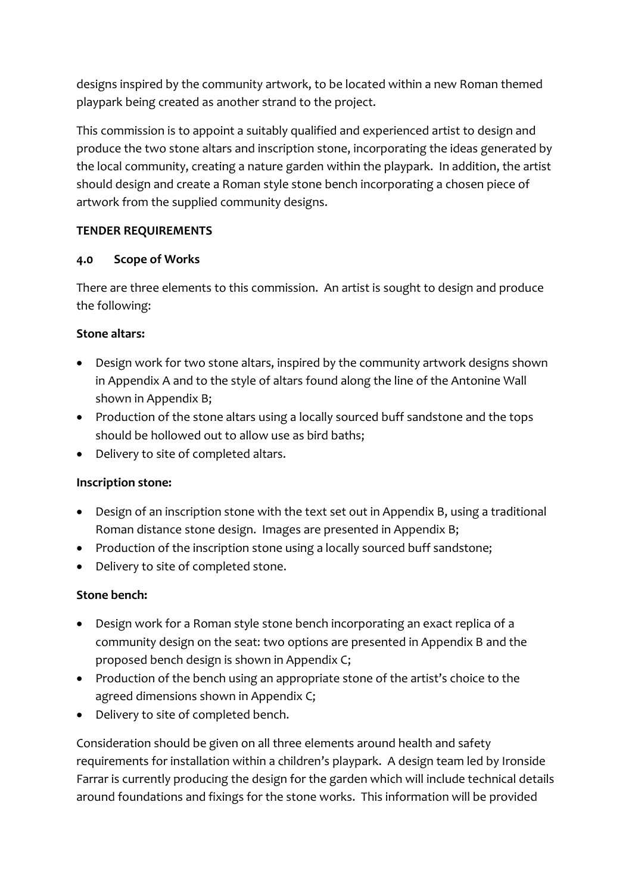designs inspired by the community artwork, to be located within a new Roman themed playpark being created as another strand to the project.

This commission is to appoint a suitably qualified and experienced artist to design and produce the two stone altars and inscription stone, incorporating the ideas generated by the local community, creating a nature garden within the playpark. In addition, the artist should design and create a Roman style stone bench incorporating a chosen piece of artwork from the supplied community designs.

**TENDER REQUIREMENTS**

**4.0 Scope of Works**

There are three elements to this commission. An artist is sought to design and produce the following:

**Stone altars:**

- Design work for two stone altars, inspired by the community artwork designs shown in Appendix A and to the style of altars found along the line of the Antonine Wall shown in Appendix B;
- Production of the stone altars using a locally sourced buff sandstone and the tops should be hollowed out to allow use as bird baths;
- Delivery to site of completed altars.

**Inscription stone:**

- Design of an inscription stone with the text set out in Appendix B, using a traditional Roman distance stone design. Images are presented in Appendix B;
- Production of the inscription stone using a locally sourced buff sandstone;
- Delivery to site of completed stone.

**Stone bench:**

- Design work for a Roman style stone bench incorporating an exact replica of a community design on the seat: two options are presented in Appendix B and the proposed bench design is shown in Appendix C;
- Production of the bench using an appropriate stone of the artist's choice to the agreed dimensions shown in Appendix C;
- Delivery to site of completed bench.

Consideration should be given on all three elements around health and safety requirements for installation within a children's playpark. A design team led by Ironside Farrar is currently producing the design for the garden which will include technical details around foundations and fixings for the stone works. This information will be provided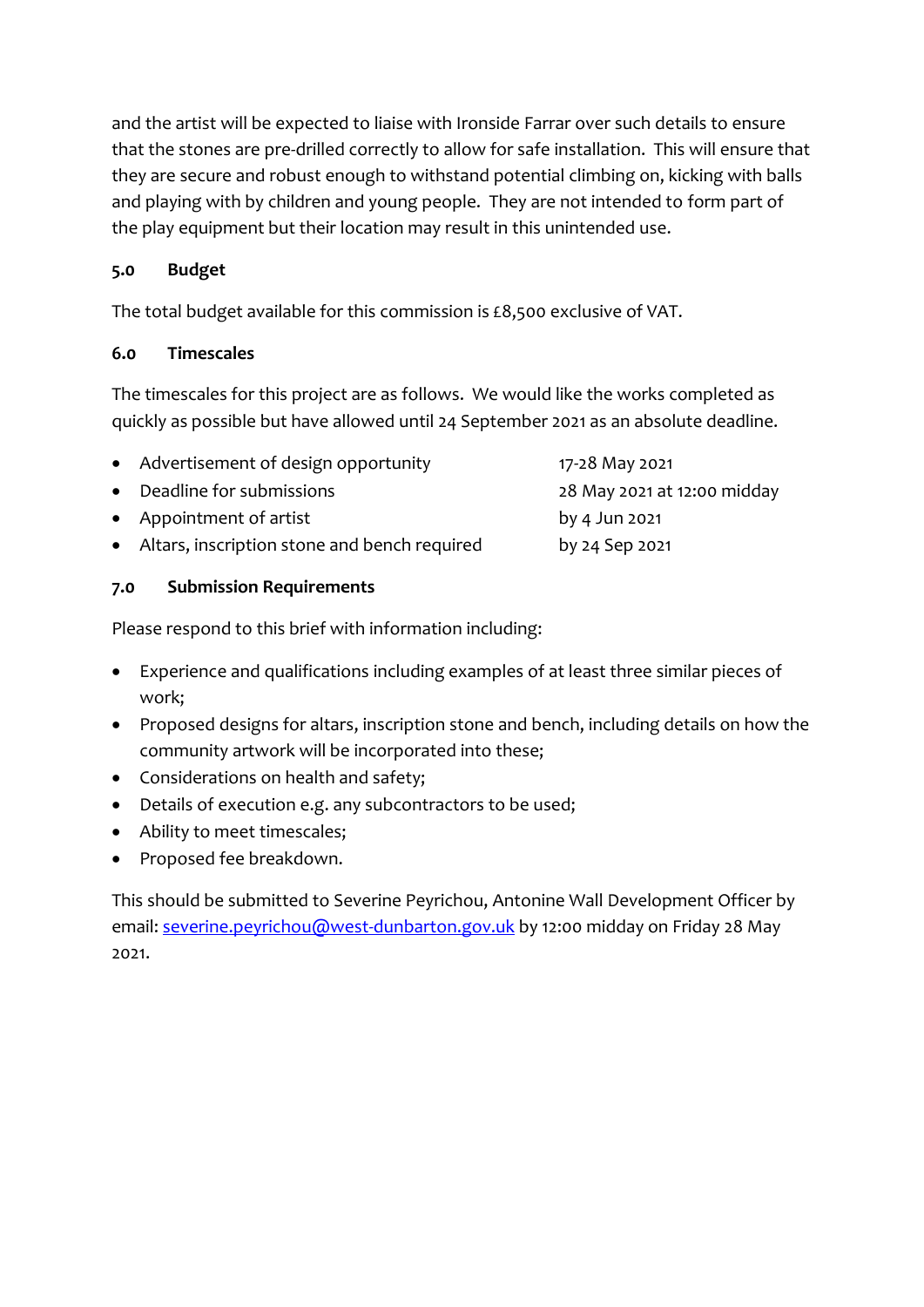and the artist will be expected to liaise with Ironside Farrar over such details to ensure that the stones are pre-drilled correctly to allow for safe installation. This will ensure that they are secure and robust enough to withstand potential climbing on, kicking with balls and playing with by children and young people. They are not intended to form part of the play equipment but their location may result in this unintended use.

## 5.0 Budget

The total budget available for this commission is £8,500 exclusive of VAT.

## 6.0 Timescales

The timescales for this project are as follows. We would like the works completed as quickly as possible but have allowed until 24 September 2021 as an absolute deadline.

- Advertisement of design opportunity — 17-28 May 2021
- Deadline for submissions — 28 May 2021 at 12:00 midday
- Appointment of artist — by 4 Jun 2021
- Altars, inscription stone and bench required — by 24 Sep 2021

## 7.0 Submission Requirements

Please respond to this brief with information including:

- Experience and qualifications including examples of at least three similar pieces of work;
- Proposed designs for altars, inscription stone and bench, including details on how the community artwork will be incorporated into these;
- Considerations on health and safety;
- Details of execution e.g. any subcontractors to be used;
- Ability to meet timescales;
- Proposed fee breakdown.

This should be submitted to Severine Peyrichou, Antonine Wall Development Officer by email: severine.peyrichou@west-dunbarton.gov.uk by 12:00 midday on Friday 28 May 2021.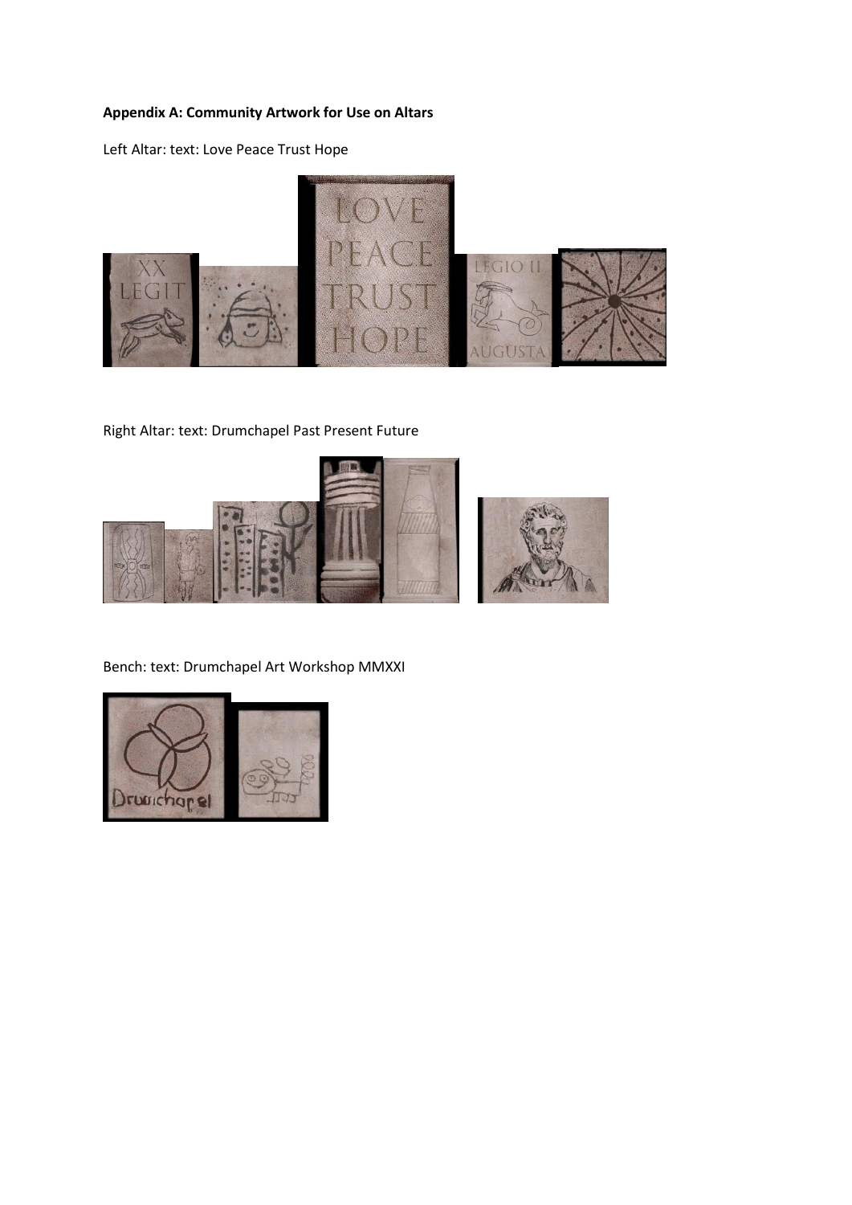**Appendix A: Community Artwork for Use on Altars**

Left Altar: text: Love Peace Trust Hope

Right Altar: text: Drumchapel Past Present Future

Bench: text: Drumchapel Art Workshop MMXXI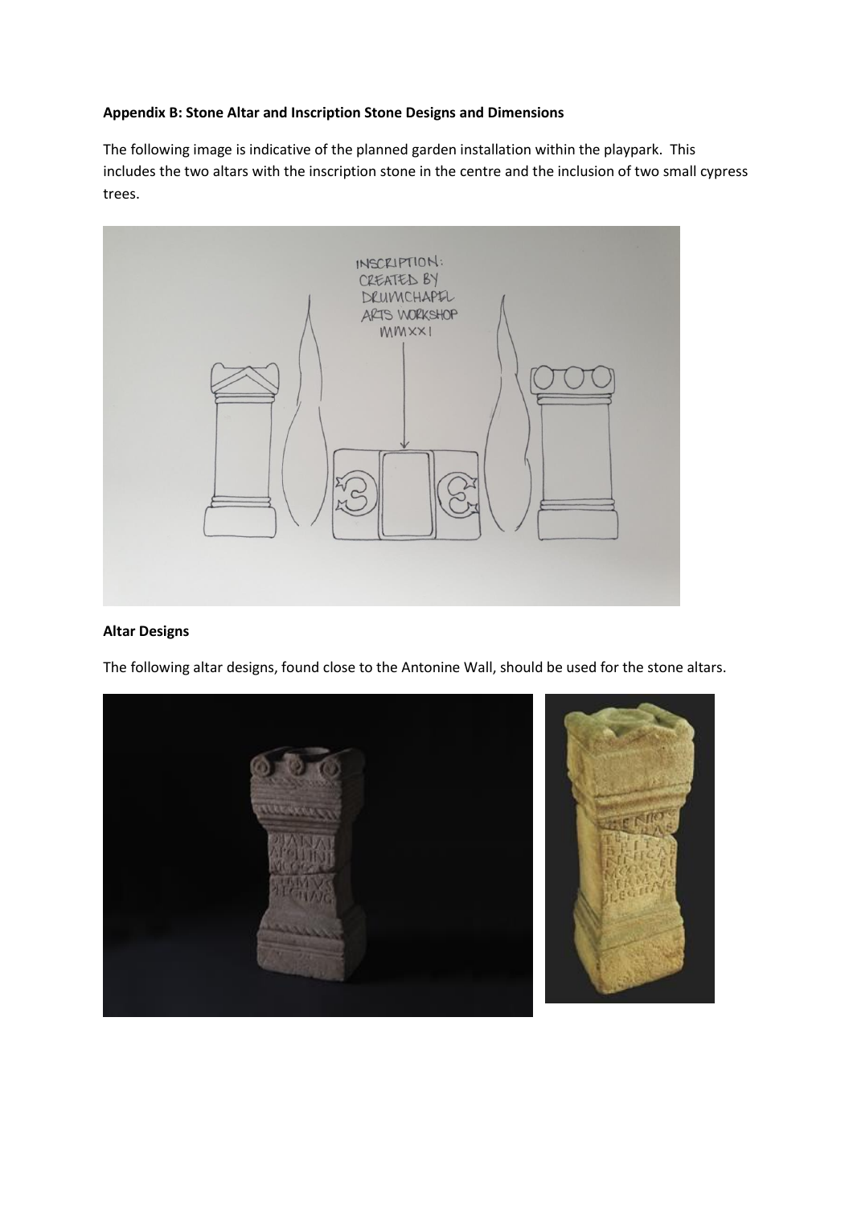**Appendix B: Stone Altar and Inscription Stone Designs and Dimensions**

The following image is indicative of the planned garden installation within the playpark. This includes the two altars with the inscription stone in the centre and the inclusion of two small cypress trees.

**Altar Designs**

The following altar designs, found close to the Antonine Wall, should be used for the stone altars.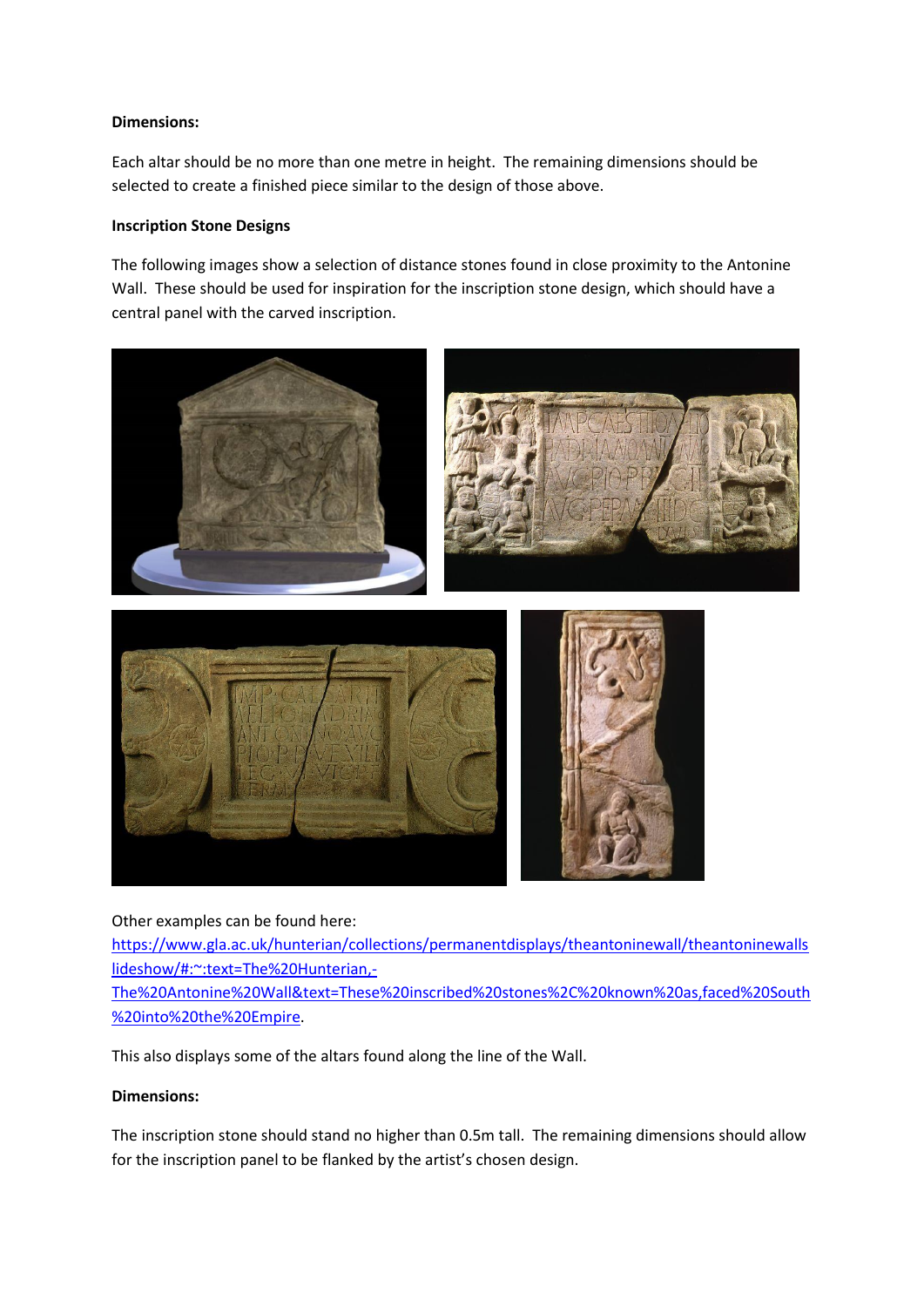**Dimensions:**

Each altar should be no more than one metre in height. The remaining dimensions should be selected to create a finished piece similar to the design of those above.

**Inscription Stone Designs**

The following images show a selection of distance stones found in close proximity to the Antonine Wall. These should be used for inspiration for the inscription stone design, which should have a central panel with the carved inscription.

Other examples can be found here: [https://www.gla.ac.uk/hunterian/collections/permanentdisplays/theantoninewall/theantoninewallslideshow/#:~:text=The%20Hunterian,-The%20Antonine%20Wall&text=These%20inscribed%20stones%2C%20known%20as,faced%20South%20into%20the%20Empire](https://www.gla.ac.uk/hunterian/collections/permanentdisplays/theantoninewall/theantoninewallslideshow/#:~:text=The%20Hunterian,-The%20Antonine%20Wall&text=These%20inscribed%20stones%2C%20known%20as,faced%20South%20into%20the%20Empire).

This also displays some of the altars found along the line of the Wall.

**Dimensions:**

The inscription stone should stand no higher than 0.5m tall. The remaining dimensions should allow for the inscription panel to be flanked by the artist's chosen design.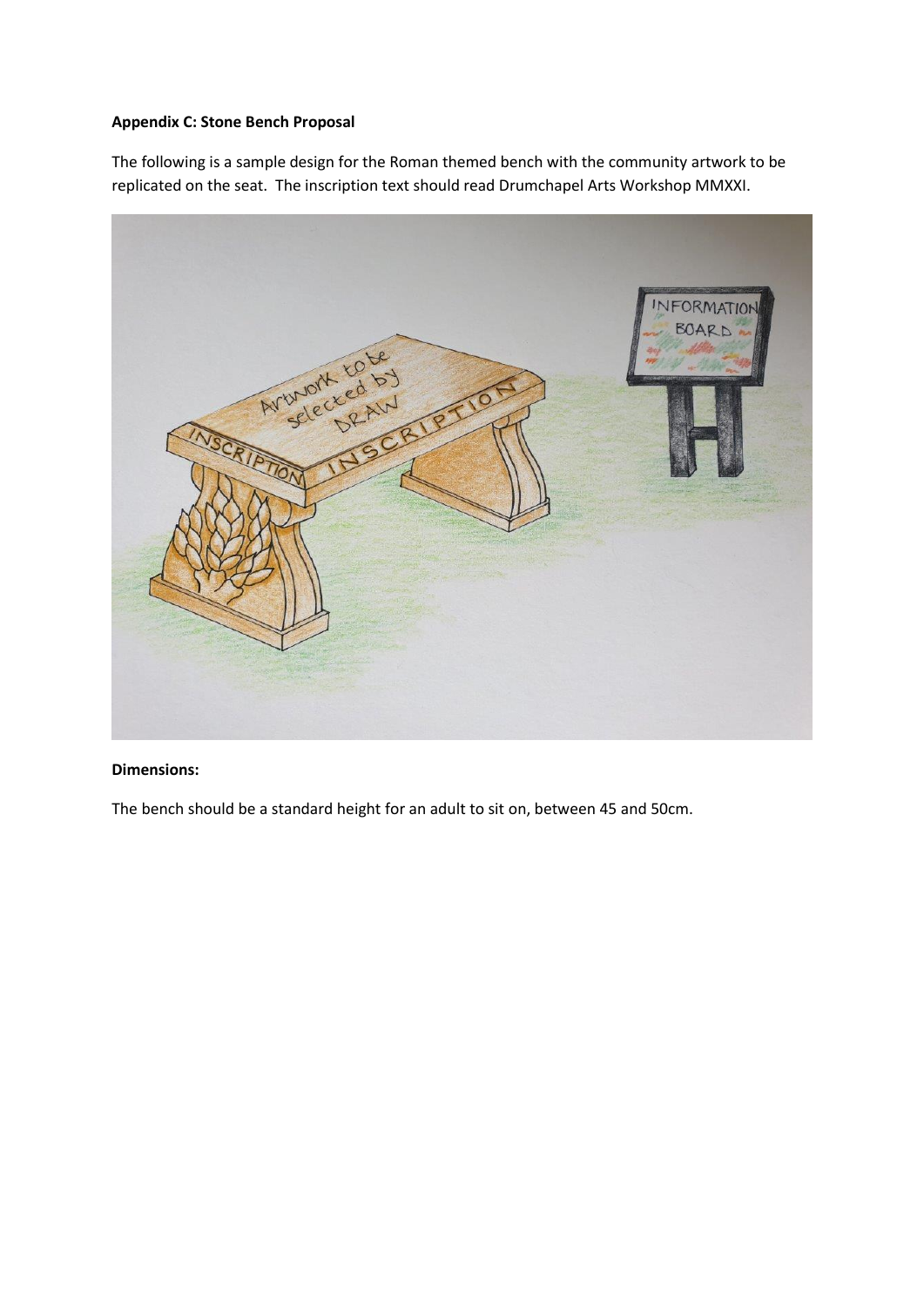**Appendix C: Stone Bench Proposal**

The following is a sample design for the Roman themed bench with the community artwork to be replicated on the seat. The inscription text should read Drumchapel Arts Workshop MMXXI.

**Dimensions:**

The bench should be a standard height for an adult to sit on, between 45 and 50cm.